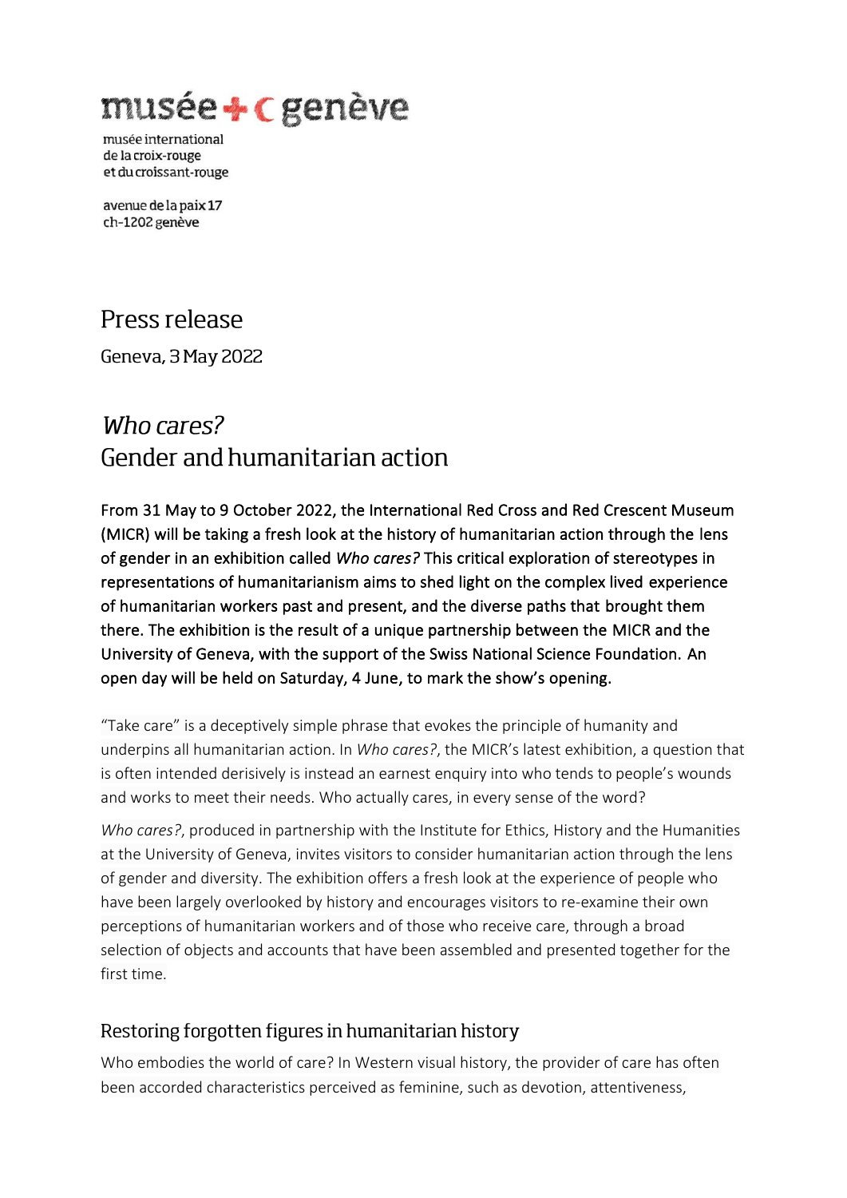musée + c genève

musée international
de la croix-rouge
et du croissant-rouge

avenue de la paix 17
ch-1202 genève

# Press release

Geneva, 3 May 2022

# *Who cares?* Gender and humanitarian action

**From 31 May to 9 October 2022, the International Red Cross and Red Crescent Museum (MICR) will be taking a fresh look at the history of humanitarian action through the lens of gender in an exhibition called *Who cares?* This critical exploration of stereotypes in representations of humanitarianism aims to shed light on the complex lived experience of humanitarian workers past and present, and the diverse paths that brought them there. The exhibition is the result of a unique partnership between the MICR and the University of Geneva, with the support of the Swiss National Science Foundation. An open day will be held on Saturday, 4 June, to mark the show's opening.**

"Take care" is a deceptively simple phrase that evokes the principle of humanity and underpins all humanitarian action. In *Who cares?*, the MICR's latest exhibition, a question that is often intended derisively is instead an earnest enquiry into who tends to people's wounds and works to meet their needs. Who actually cares, in every sense of the word?

*Who cares?*, produced in partnership with the Institute for Ethics, History and the Humanities at the University of Geneva, invites visitors to consider humanitarian action through the lens of gender and diversity. The exhibition offers a fresh look at the experience of people who have been largely overlooked by history and encourages visitors to re-examine their own perceptions of humanitarian workers and of those who receive care, through a broad selection of objects and accounts that have been assembled and presented together for the first time.

## Restoring forgotten figures in humanitarian history

Who embodies the world of care? In Western visual history, the provider of care has often been accorded characteristics perceived as feminine, such as devotion, attentiveness,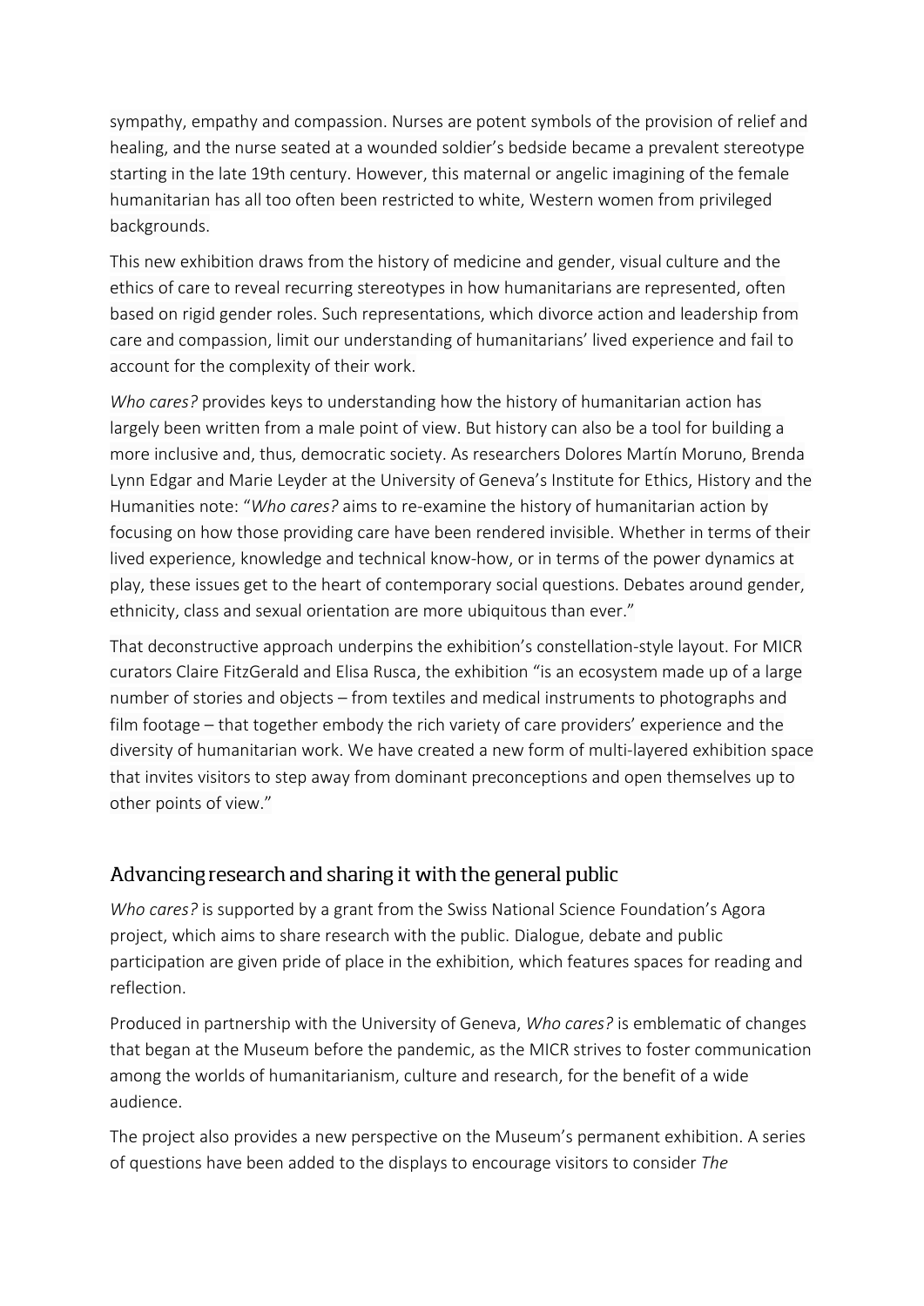sympathy, empathy and compassion. Nurses are potent symbols of the provision of relief and healing, and the nurse seated at a wounded soldier's bedside became a prevalent stereotype starting in the late 19th century. However, this maternal or angelic imagining of the female humanitarian has all too often been restricted to white, Western women from privileged backgrounds.

This new exhibition draws from the history of medicine and gender, visual culture and the ethics of care to reveal recurring stereotypes in how humanitarians are represented, often based on rigid gender roles. Such representations, which divorce action and leadership from care and compassion, limit our understanding of humanitarians' lived experience and fail to account for the complexity of their work.

*Who cares?* provides keys to understanding how the history of humanitarian action has largely been written from a male point of view. But history can also be a tool for building a more inclusive and, thus, democratic society. As researchers Dolores Martín Moruno, Brenda Lynn Edgar and Marie Leyder at the University of Geneva's Institute for Ethics, History and the Humanities note: "*Who cares?* aims to re-examine the history of humanitarian action by focusing on how those providing care have been rendered invisible. Whether in terms of their lived experience, knowledge and technical know-how, or in terms of the power dynamics at play, these issues get to the heart of contemporary social questions. Debates around gender, ethnicity, class and sexual orientation are more ubiquitous than ever."

That deconstructive approach underpins the exhibition's constellation-style layout. For MICR curators Claire FitzGerald and Elisa Rusca, the exhibition "is an ecosystem made up of a large number of stories and objects – from textiles and medical instruments to photographs and film footage – that together embody the rich variety of care providers' experience and the diversity of humanitarian work. We have created a new form of multi-layered exhibition space that invites visitors to step away from dominant preconceptions and open themselves up to other points of view."

## Advancing research and sharing it with the general public

*Who cares?* is supported by a grant from the Swiss National Science Foundation's Agora project, which aims to share research with the public. Dialogue, debate and public participation are given pride of place in the exhibition, which features spaces for reading and reflection.

Produced in partnership with the University of Geneva, *Who cares?* is emblematic of changes that began at the Museum before the pandemic, as the MICR strives to foster communication among the worlds of humanitarianism, culture and research, for the benefit of a wide audience.

The project also provides a new perspective on the Museum's permanent exhibition. A series of questions have been added to the displays to encourage visitors to consider *The*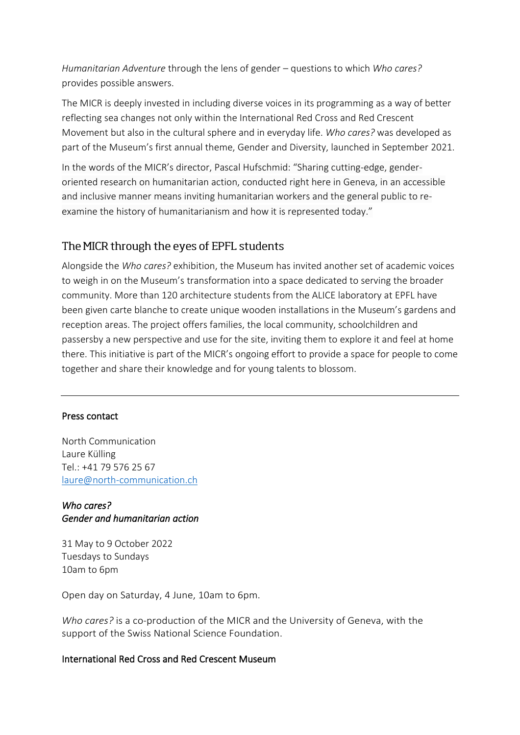*Humanitarian Adventure* through the lens of gender – questions to which *Who cares?* provides possible answers.

The MICR is deeply invested in including diverse voices in its programming as a way of better reflecting sea changes not only within the International Red Cross and Red Crescent Movement but also in the cultural sphere and in everyday life. *Who cares?* was developed as part of the Museum's first annual theme, Gender and Diversity, launched in September 2021.

In the words of the MICR's director, Pascal Hufschmid: "Sharing cutting-edge, gender-oriented research on humanitarian action, conducted right here in Geneva, in an accessible and inclusive manner means inviting humanitarian workers and the general public to re-examine the history of humanitarianism and how it is represented today."

## The MICR through the eyes of EPFL students

Alongside the *Who cares?* exhibition, the Museum has invited another set of academic voices to weigh in on the Museum's transformation into a space dedicated to serving the broader community. More than 120 architecture students from the ALICE laboratory at EPFL have been given carte blanche to create unique wooden installations in the Museum's gardens and reception areas. The project offers families, the local community, schoolchildren and passersby a new perspective and use for the site, inviting them to explore it and feel at home there. This initiative is part of the MICR's ongoing effort to provide a space for people to come together and share their knowledge and for young talents to blossom.

---

Press contact

North Communication
Laure Külling
Tel.: +41 79 576 25 67
laure@north-communication.ch

*Who cares?*
*Gender and humanitarian action*

31 May to 9 October 2022
Tuesdays to Sundays
10am to 6pm

Open day on Saturday, 4 June, 10am to 6pm.

*Who cares?* is a co-production of the MICR and the University of Geneva, with the support of the Swiss National Science Foundation.

International Red Cross and Red Crescent Museum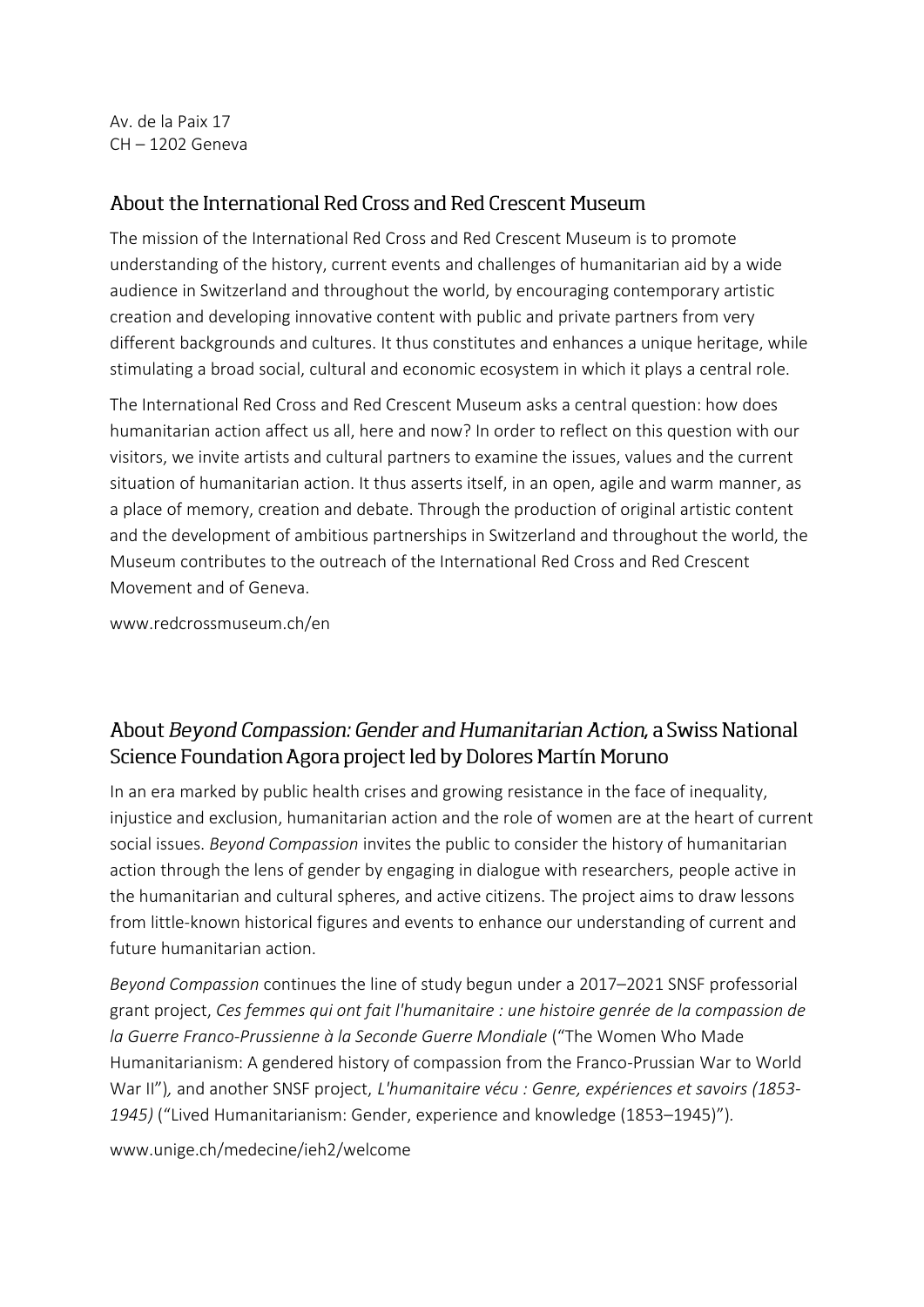Av. de la Paix 17
CH – 1202 Geneva

## About the International Red Cross and Red Crescent Museum

The mission of the International Red Cross and Red Crescent Museum is to promote understanding of the history, current events and challenges of humanitarian aid by a wide audience in Switzerland and throughout the world, by encouraging contemporary artistic creation and developing innovative content with public and private partners from very different backgrounds and cultures. It thus constitutes and enhances a unique heritage, while stimulating a broad social, cultural and economic ecosystem in which it plays a central role.

The International Red Cross and Red Crescent Museum asks a central question: how does humanitarian action affect us all, here and now? In order to reflect on this question with our visitors, we invite artists and cultural partners to examine the issues, values and the current situation of humanitarian action. It thus asserts itself, in an open, agile and warm manner, as a place of memory, creation and debate. Through the production of original artistic content and the development of ambitious partnerships in Switzerland and throughout the world, the Museum contributes to the outreach of the International Red Cross and Red Crescent Movement and of Geneva.

www.redcrossmuseum.ch/en

## About *Beyond Compassion: Gender and Humanitarian Action*, a Swiss National Science Foundation Agora project led by Dolores Martín Moruno

In an era marked by public health crises and growing resistance in the face of inequality, injustice and exclusion, humanitarian action and the role of women are at the heart of current social issues. *Beyond Compassion* invites the public to consider the history of humanitarian action through the lens of gender by engaging in dialogue with researchers, people active in the humanitarian and cultural spheres, and active citizens. The project aims to draw lessons from little-known historical figures and events to enhance our understanding of current and future humanitarian action.

*Beyond Compassion* continues the line of study begun under a 2017–2021 SNSF professorial grant project, *Ces femmes qui ont fait l'humanitaire : une histoire genrée de la compassion de la Guerre Franco-Prussienne à la Seconde Guerre Mondiale* ("The Women Who Made Humanitarianism: A gendered history of compassion from the Franco-Prussian War to World War II"), and another SNSF project, *L'humanitaire vécu : Genre, expériences et savoirs (1853-1945)* ("Lived Humanitarianism: Gender, experience and knowledge (1853–1945)").

www.unige.ch/medecine/ieh2/welcome